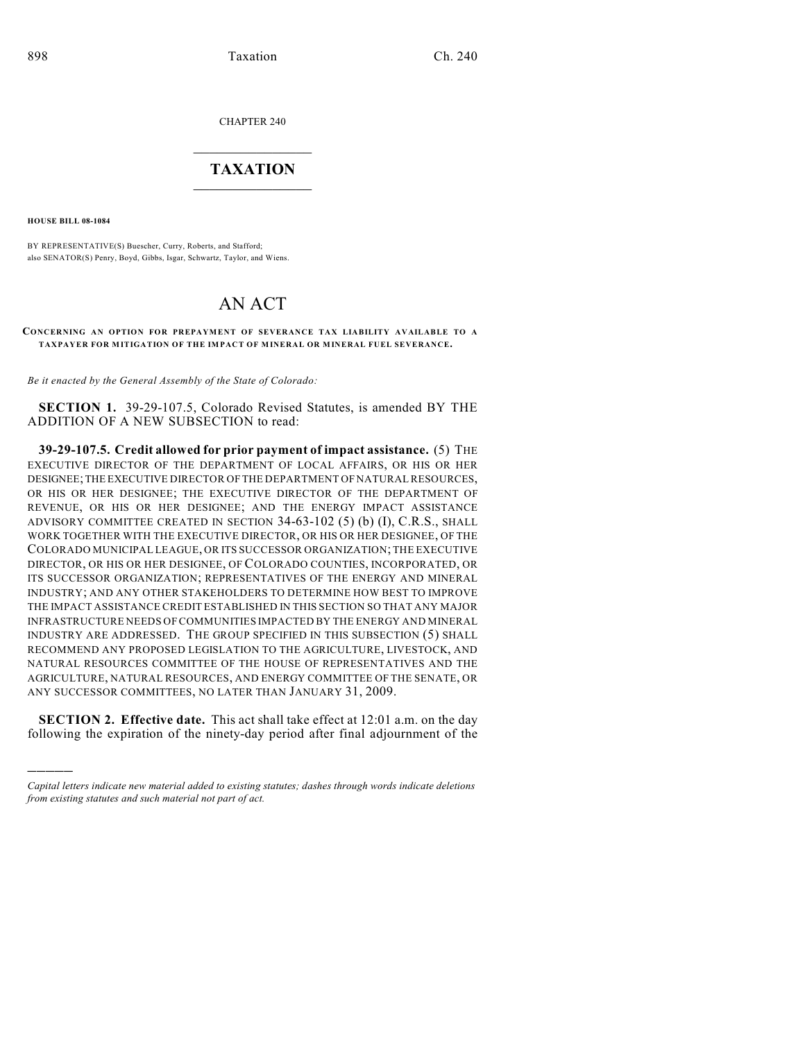CHAPTER 240

# TAXATION

**HOUSE BILL 08-1084**

BY REPRESENTATIVE(S) Buescher, Curry, Roberts, and Stafford;
also SENATOR(S) Penry, Boyd, Gibbs, Isgar, Schwartz, Taylor, and Wiens.

# AN ACT

**CONCERNING AN OPTION FOR PREPAYMENT OF SEVERANCE TAX LIABILITY AVAILABLE TO A TAXPAYER FOR MITIGATION OF THE IMPACT OF MINERAL OR MINERAL FUEL SEVERANCE.**

*Be it enacted by the General Assembly of the State of Colorado:*

**SECTION 1.** 39-29-107.5, Colorado Revised Statutes, is amended BY THE ADDITION OF A NEW SUBSECTION to read:

**39-29-107.5. Credit allowed for prior payment of impact assistance.** (5) THE EXECUTIVE DIRECTOR OF THE DEPARTMENT OF LOCAL AFFAIRS, OR HIS OR HER DESIGNEE; THE EXECUTIVE DIRECTOR OF THE DEPARTMENT OF NATURAL RESOURCES, OR HIS OR HER DESIGNEE; THE EXECUTIVE DIRECTOR OF THE DEPARTMENT OF REVENUE, OR HIS OR HER DESIGNEE; AND THE ENERGY IMPACT ASSISTANCE ADVISORY COMMITTEE CREATED IN SECTION 34-63-102 (5) (b) (I), C.R.S., SHALL WORK TOGETHER WITH THE EXECUTIVE DIRECTOR, OR HIS OR HER DESIGNEE, OF THE COLORADO MUNICIPAL LEAGUE, OR ITS SUCCESSOR ORGANIZATION; THE EXECUTIVE DIRECTOR, OR HIS OR HER DESIGNEE, OF COLORADO COUNTIES, INCORPORATED, OR ITS SUCCESSOR ORGANIZATION; REPRESENTATIVES OF THE ENERGY AND MINERAL INDUSTRY; AND ANY OTHER STAKEHOLDERS TO DETERMINE HOW BEST TO IMPROVE THE IMPACT ASSISTANCE CREDIT ESTABLISHED IN THIS SECTION SO THAT ANY MAJOR INFRASTRUCTURE NEEDS OF COMMUNITIES IMPACTED BY THE ENERGY AND MINERAL INDUSTRY ARE ADDRESSED. THE GROUP SPECIFIED IN THIS SUBSECTION (5) SHALL RECOMMEND ANY PROPOSED LEGISLATION TO THE AGRICULTURE, LIVESTOCK, AND NATURAL RESOURCES COMMITTEE OF THE HOUSE OF REPRESENTATIVES AND THE AGRICULTURE, NATURAL RESOURCES, AND ENERGY COMMITTEE OF THE SENATE, OR ANY SUCCESSOR COMMITTEES, NO LATER THAN JANUARY 31, 2009.

**SECTION 2. Effective date.** This act shall take effect at 12:01 a.m. on the day following the expiration of the ninety-day period after final adjournment of the

---

*Capital letters indicate new material added to existing statutes; dashes through words indicate deletions from existing statutes and such material not part of act.*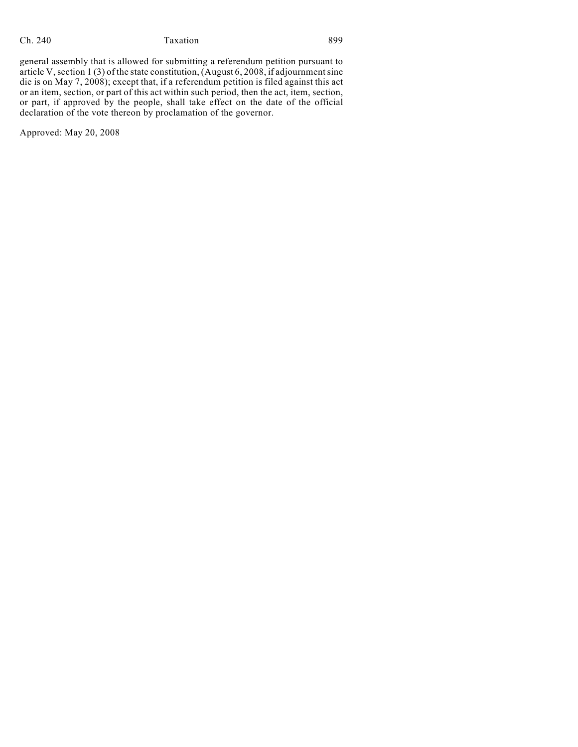general assembly that is allowed for submitting a referendum petition pursuant to article V, section 1 (3) of the state constitution, (August 6, 2008, if adjournment sine die is on May 7, 2008); except that, if a referendum petition is filed against this act or an item, section, or part of this act within such period, then the act, item, section, or part, if approved by the people, shall take effect on the date of the official declaration of the vote thereon by proclamation of the governor.

Approved: May 20, 2008